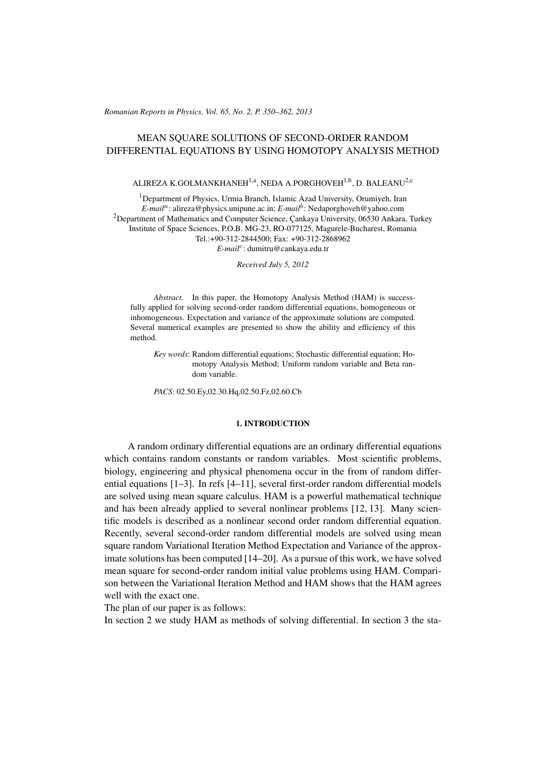# MEAN SQUARE SOLUTIONS OF SECOND-ORDER RANDOM DIFFERENTIAL EQUATIONS BY USING HOMOTOPY ANALYSIS METHOD

ALIREZA K.GOLMANKHANEH[1,a], NEDA A.PORGHOVEH[1,b], D. BALEANU[2,c]

[1]Department of Physics, Urmia Branch, Islamic Azad University, Orumiyeh, Iran
*E-mail*[a]: alireza@physics.unipune.ac.in; *E-mail*[b]: Nedaporghoveh@yahoo.com
[2]Department of Mathematics and Computer Science, Çankaya University, 06530 Ankara, Turkey
Institute of Space Sciences, P.O.B. MG-23, RO-077125, Magurele-Bucharest, Romania
Tel.:+90-312-2844500; Fax: +90-312-2868962
*E-mail*[c]: dumitru@cankaya.edu.tr

*Received July 5, 2012*

*Abstract.* In this paper, the Homotopy Analysis Method (HAM) is successfully applied for solving second-order random differential equations, homogeneous or inhomogeneous. Expectation and variance of the approximate solutions are computed. Several numerical examples are presented to show the ability and efficiency of this method.

*Key words*: Random differential equations; Stochastic differential equation; Homotopy Analysis Method; Uniform random variable and Beta random variable.

*PACS*: 02.50.Ey,02.30.Hq,02.50.Fz,02.60.Cb

## 1. INTRODUCTION

A random ordinary differential equations are an ordinary differential equations which contains random constants or random variables. Most scientific problems, biology, engineering and physical phenomena occur in the from of random differential equations [1–3]. In refs [4–11], several first-order random differential models are solved using mean square calculus. HAM is a powerful mathematical technique and has been already applied to several nonlinear problems [12, 13]. Many scientific models is described as a nonlinear second order random differential equation. Recently, several second-order random differential models are solved using mean square random Variational Iteration Method Expectation and Variance of the approximate solutions has been computed [14–20]. As a pursue of this work, we have solved mean square for second-order random initial value problems using HAM. Comparison between the Variational Iteration Method and HAM shows that the HAM agrees well with the exact one.

The plan of our paper is as follows:

In section 2 we study HAM as methods of solving differential. In section 3 the sta-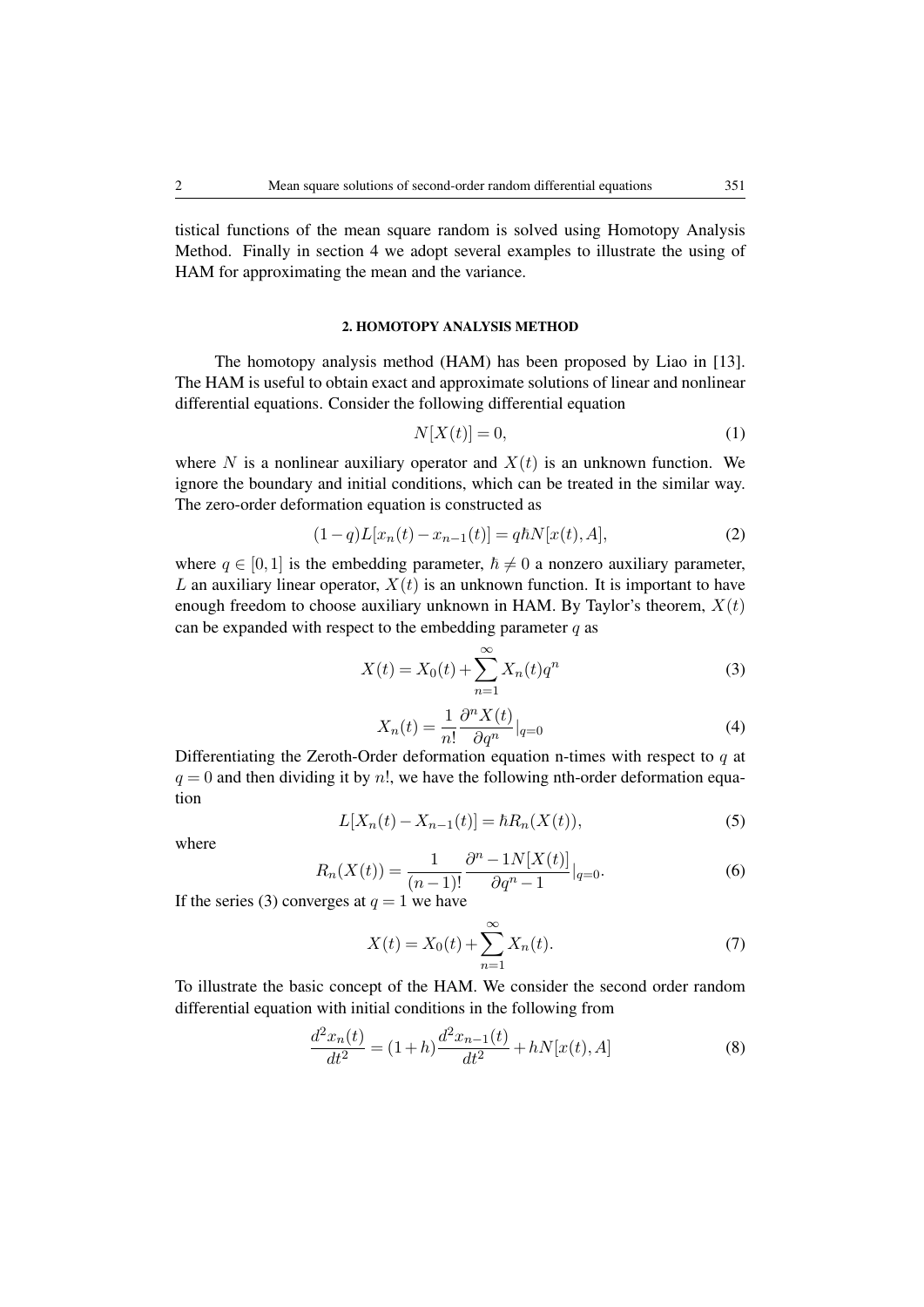tistical functions of the mean square random is solved using Homotopy Analysis Method. Finally in section 4 we adopt several examples to illustrate the using of HAM for approximating the mean and the variance.

## 2. HOMOTOPY ANALYSIS METHOD

The homotopy analysis method (HAM) has been proposed by Liao in [13]. The HAM is useful to obtain exact and approximate solutions of linear and nonlinear differential equations. Consider the following differential equation

$$N[X(t)] = 0, \tag{1}$$

where $N$ is a nonlinear auxiliary operator and $X(t)$ is an unknown function. We ignore the boundary and initial conditions, which can be treated in the similar way. The zero-order deformation equation is constructed as

$$(1-q)L[x_n(t) - x_{n-1}(t)] = q\hbar N[x(t), A], \tag{2}$$

where $q \in [0,1]$ is the embedding parameter, $\hbar \neq 0$ a nonzero auxiliary parameter, $L$ an auxiliary linear operator, $X(t)$ is an unknown function. It is important to have enough freedom to choose auxiliary unknown in HAM. By Taylor's theorem, $X(t)$ can be expanded with respect to the embedding parameter $q$ as

$$X(t) = X_0(t) + \sum_{n=1}^{\infty} X_n(t) q^n \tag{3}$$

$$X_n(t) = \frac{1}{n!} \frac{\partial^n X(t)}{\partial q^n}|_{q=0} \tag{4}$$

Differentiating the Zeroth-Order deformation equation n-times with respect to $q$ at $q = 0$ and then dividing it by $n!$, we have the following nth-order deformation equation

$$L[X_n(t) - X_{n-1}(t)] = \hbar R_n(X(t)), \tag{5}$$

where

$$R_n(X(t)) = \frac{1}{(n-1)!} \frac{\partial^n - 1N[X(t)]}{\partial q^n - 1}|_{q=0}. \tag{6}$$

If the series (3) converges at $q = 1$ we have

$$X(t) = X_0(t) + \sum_{n=1}^{\infty} X_n(t). \tag{7}$$

To illustrate the basic concept of the HAM. We consider the second order random differential equation with initial conditions in the following from

$$\frac{d^2 x_n(t)}{dt^2} = (1+h)\frac{d^2 x_{n-1}(t)}{dt^2} + hN[x(t), A] \tag{8}$$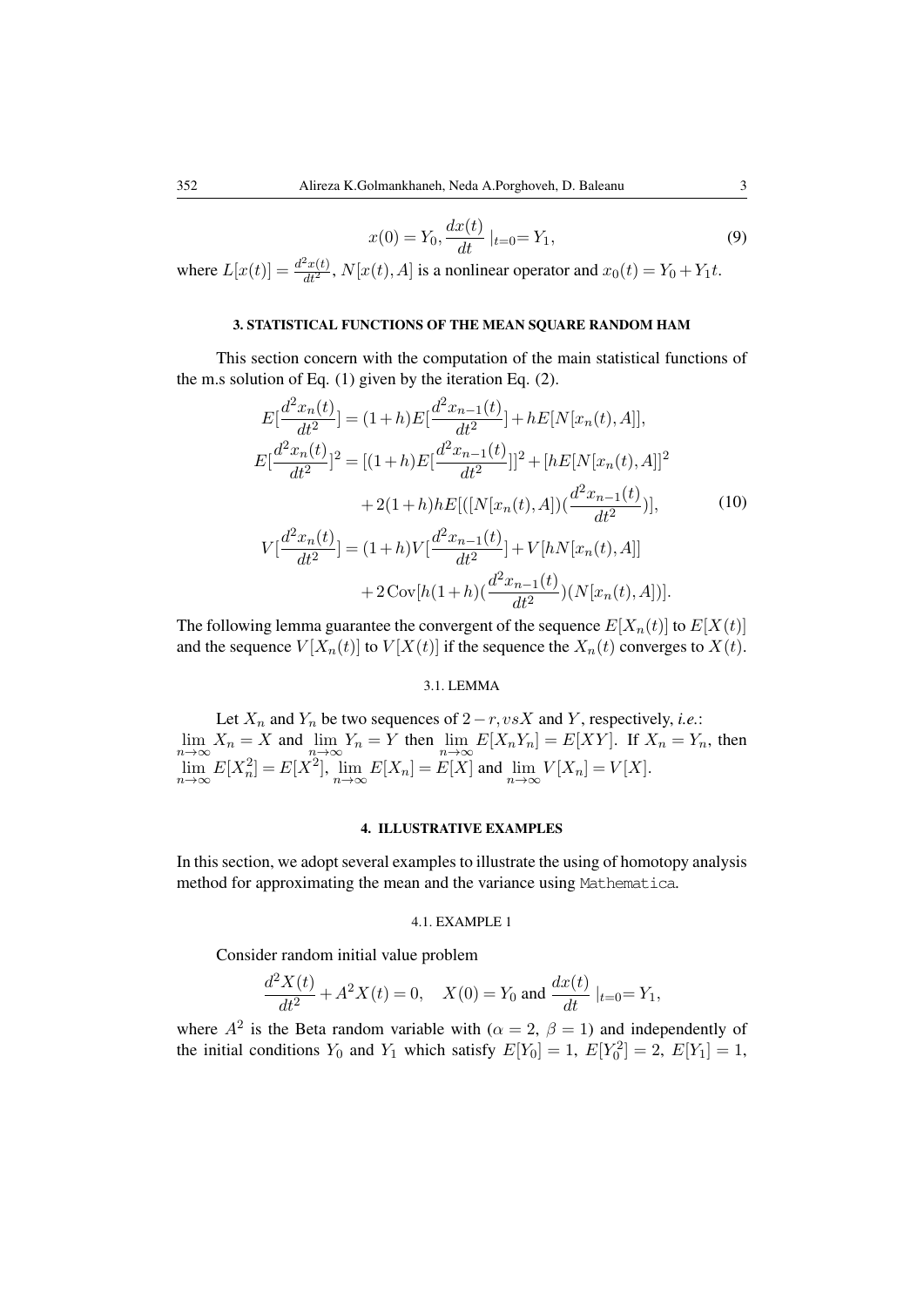$$x(0) = Y_0, \frac{dx(t)}{dt} \mid_{t=0} = Y_1, \tag{9}$$

where $L[x(t)] = \frac{d^2x(t)}{dt^2}$, $N[x(t), A]$ is a nonlinear operator and $x_0(t) = Y_0 + Y_1 t$.

## 3. STATISTICAL FUNCTIONS OF THE MEAN SQUARE RANDOM HAM

This section concern with the computation of the main statistical functions of the m.s solution of Eq. (1) given by the iteration Eq. (2).

$$\begin{aligned}
E[\frac{d^2x_n(t)}{dt^2}] &= (1+h)E[\frac{d^2x_{n-1}(t)}{dt^2}] + hE[N[x_n(t), A]], \\
E[\frac{d^2x_n(t)}{dt^2}]^2 &= [(1+h)E[\frac{d^2x_{n-1}(t)}{dt^2}]]^2 + [hE[N[x_n(t), A]]^2 \\
&\quad + 2(1+h)hE[([N[x_n(t), A])(\frac{d^2x_{n-1}(t)}{dt^2})], \\
V[\frac{d^2x_n(t)}{dt^2}] &= (1+h)V[\frac{d^2x_{n-1}(t)}{dt^2}] + V[hN[x_n(t), A]] \\
&\quad + 2\,\mathrm{Cov}[h(1+h)(\frac{d^2x_{n-1}(t)}{dt^2})(N[x_n(t), A])].
\end{aligned} \tag{10}$$

The following lemma guarantee the convergent of the sequence $E[X_n(t)]$ to $E[X(t)]$ and the sequence $V[X_n(t)]$ to $V[X(t)]$ if the sequence the $X_n(t)$ converges to $X(t)$.

### 3.1. LEMMA

Let $X_n$ and $Y_n$ be two sequences of $2-r, vsX$ and $Y$, respectively, *i.e.*: $\lim_{n\to\infty} X_n = X$ and $\lim_{n\to\infty} Y_n = Y$ then $\lim_{n\to\infty} E[X_n Y_n] = E[XY]$. If $X_n = Y_n$, then $\lim_{n\to\infty} E[X_n^2] = E[X^2]$, $\lim_{n\to\infty} E[X_n] = E[X]$ and $\lim_{n\to\infty} V[X_n] = V[X]$.

## 4. ILLUSTRATIVE EXAMPLES

In this section, we adopt several examples to illustrate the using of homotopy analysis method for approximating the mean and the variance using `Mathematica`.

### 4.1. EXAMPLE 1

Consider random initial value problem

$$\frac{d^2X(t)}{dt^2} + A^2X(t) = 0, \quad X(0) = Y_0 \text{ and } \frac{dx(t)}{dt} \mid_{t=0} = Y_1,$$

where $A^2$ is the Beta random variable with ($\alpha = 2$, $\beta = 1$) and independently of the initial conditions $Y_0$ and $Y_1$ which satisfy $E[Y_0] = 1$, $E[Y_0^2] = 2$, $E[Y_1] = 1$,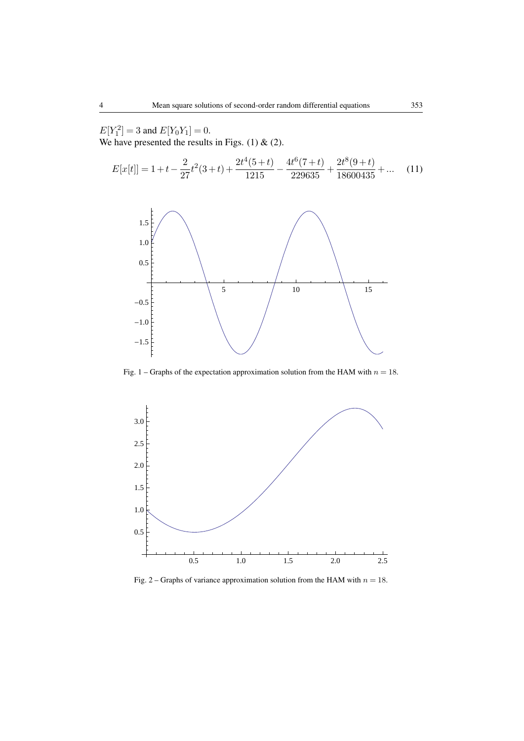$E[Y_1^2] = 3$ and $E[Y_0 Y_1] = 0$.
We have presented the results in Figs. (1) & (2).

$$E[x[t]] = 1 + t - \frac{2}{27}t^2(3+t) + \frac{2t^4(5+t)}{1215} - \frac{4t^6(7+t)}{229635} + \frac{2t^8(9+t)}{18600435} + \dots \quad (11)$$

Fig. 1 – Graphs of the expectation approximation solution from the HAM with $n = 18$.

Fig. 2 – Graphs of variance approximation solution from the HAM with $n = 18$.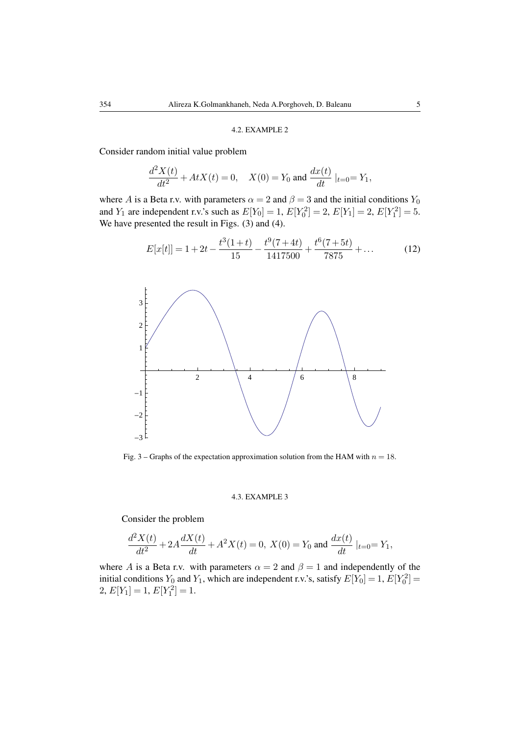### 4.2. EXAMPLE 2

Consider random initial value problem

$$\frac{d^2X(t)}{dt^2} + AtX(t) = 0, \quad X(0) = Y_0 \text{ and } \frac{dx(t)}{dt}\mid_{t=0} = Y_1,$$

where $A$ is a Beta r.v. with parameters $\alpha = 2$ and $\beta = 3$ and the initial conditions $Y_0$ and $Y_1$ are independent r.v.'s such as $E[Y_0] = 1$, $E[Y_0^2] = 2$, $E[Y_1] = 2$, $E[Y_1^2] = 5$. We have presented the result in Figs. (3) and (4).

$$E[x[t]] = 1 + 2t - \frac{t^3(1+t)}{15} - \frac{t^9(7+4t)}{1417500} + \frac{t^6(7+5t)}{7875} + \dots \tag{12}$$

Fig. 3 – Graphs of the expectation approximation solution from the HAM with $n = 18$.

### 4.3. EXAMPLE 3

Consider the problem

$$\frac{d^2X(t)}{dt^2} + 2A\frac{dX(t)}{dt} + A^2X(t) = 0, \; X(0) = Y_0 \text{ and } \frac{dx(t)}{dt}\mid_{t=0} = Y_1,$$

where $A$ is a Beta r.v. with parameters $\alpha = 2$ and $\beta = 1$ and independently of the initial conditions $Y_0$ and $Y_1$, which are independent r.v.'s, satisfy $E[Y_0] = 1$, $E[Y_0^2] = 2$, $E[Y_1] = 1$, $E[Y_1^2] = 1$.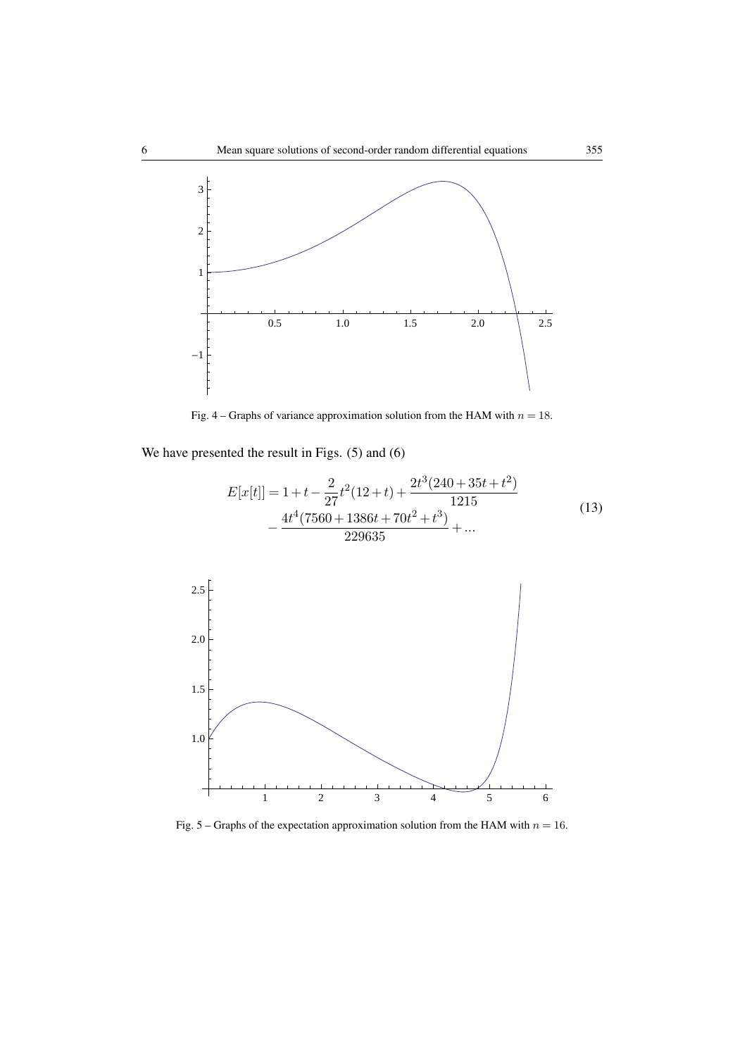Fig. 4 – Graphs of variance approximation solution from the HAM with $n = 18$.

We have presented the result in Figs. (5) and (6)

$$E[x[t]] = 1 + t - \frac{2}{27}t^2(12+t) + \frac{2t^3(240+35t+t^2)}{1215} - \frac{4t^4(7560+1386t+70t^2+t^3)}{229635} + \ldots \tag{13}$$

Fig. 5 – Graphs of the expectation approximation solution from the HAM with $n = 16$.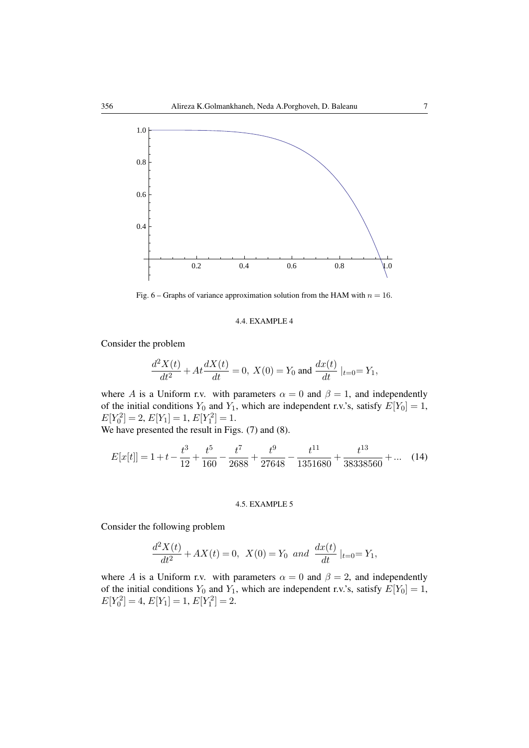Fig. 6 – Graphs of variance approximation solution from the HAM with $n = 16$.

### 4.4. EXAMPLE 4

Consider the problem

$$\frac{d^2X(t)}{dt^2} + At\frac{dX(t)}{dt} = 0, \; X(0) = Y_0 \text{ and } \frac{dx(t)}{dt} \mid_{t=0} = Y_1,$$

where $A$ is a Uniform r.v. with parameters $\alpha = 0$ and $\beta = 1$, and independently of the initial conditions $Y_0$ and $Y_1$, which are independent r.v.'s, satisfy $E[Y_0] = 1$, $E[Y_0^2] = 2$, $E[Y_1] = 1$, $E[Y_1^2] = 1$.

We have presented the result in Figs. (7) and (8).

$$E[x[t]] = 1 + t - \frac{t^3}{12} + \frac{t^5}{160} - \frac{t^7}{2688} + \frac{t^9}{27648} - \frac{t^{11}}{1351680} + \frac{t^{13}}{38338560} + ... \quad (14)$$

### 4.5. EXAMPLE 5

Consider the following problem

$$\frac{d^2X(t)}{dt^2} + AX(t) = 0, \;\; X(0) = Y_0 \;\; and \;\; \frac{dx(t)}{dt} \mid_{t=0} = Y_1,$$

where $A$ is a Uniform r.v. with parameters $\alpha = 0$ and $\beta = 2$, and independently of the initial conditions $Y_0$ and $Y_1$, which are independent r.v.'s, satisfy $E[Y_0] = 1$, $E[Y_0^2] = 4$, $E[Y_1] = 1$, $E[Y_1^2] = 2$.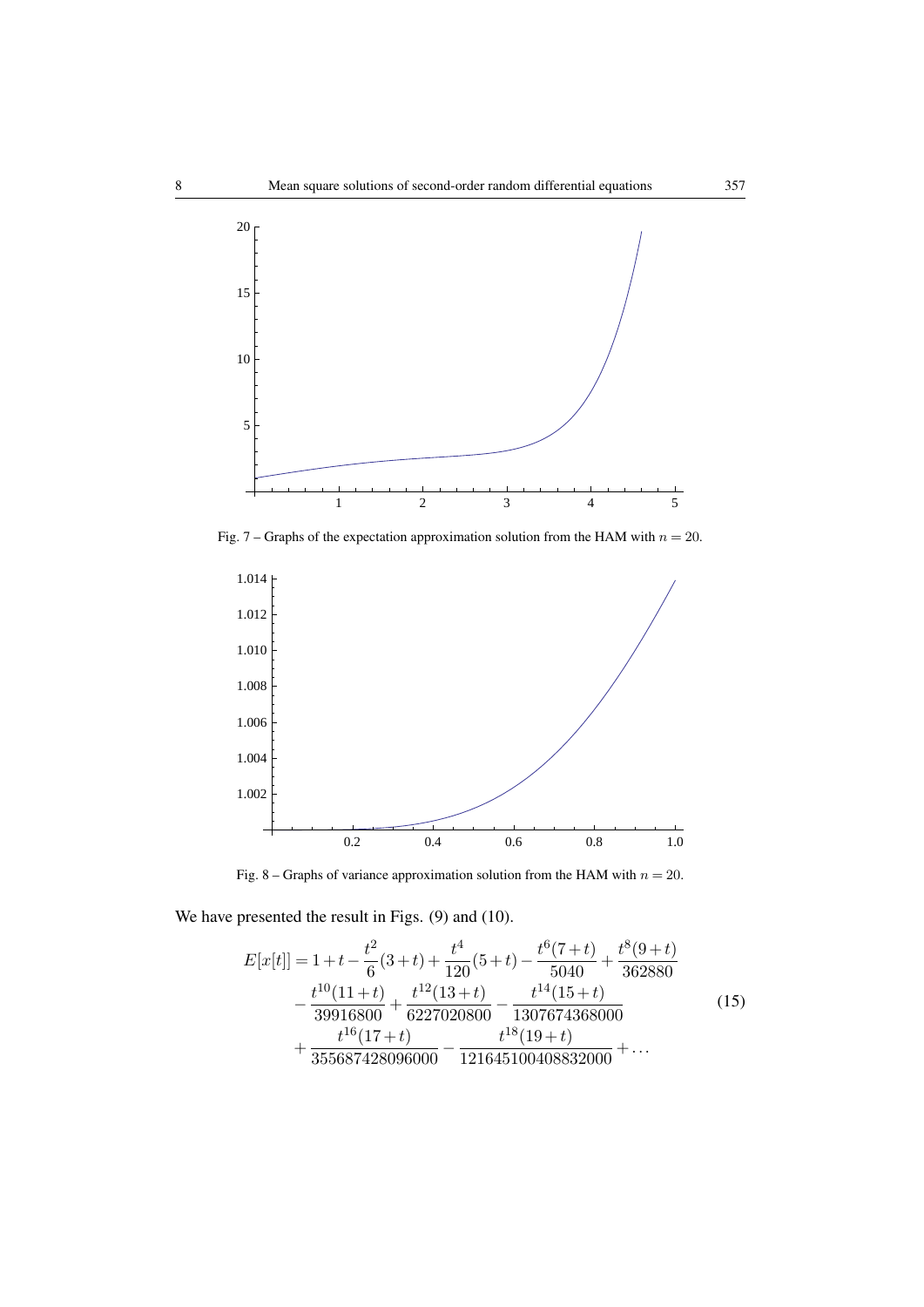Fig. 7 – Graphs of the expectation approximation solution from the HAM with $n = 20$.

Fig. 8 – Graphs of variance approximation solution from the HAM with $n = 20$.

We have presented the result in Figs. (9) and (10).

$$
\begin{aligned}
E[x[t]] = {} & 1 + t - \frac{t^2}{6}(3+t) + \frac{t^4}{120}(5+t) - \frac{t^6(7+t)}{5040} + \frac{t^8(9+t)}{362880} \\
& - \frac{t^{10}(11+t)}{39916800} + \frac{t^{12}(13+t)}{6227020800} - \frac{t^{14}(15+t)}{1307674368000} \\
& + \frac{t^{16}(17+t)}{355687428096000} - \frac{t^{18}(19+t)}{121645100408832000} + \ldots
\end{aligned}
\tag{15}
$$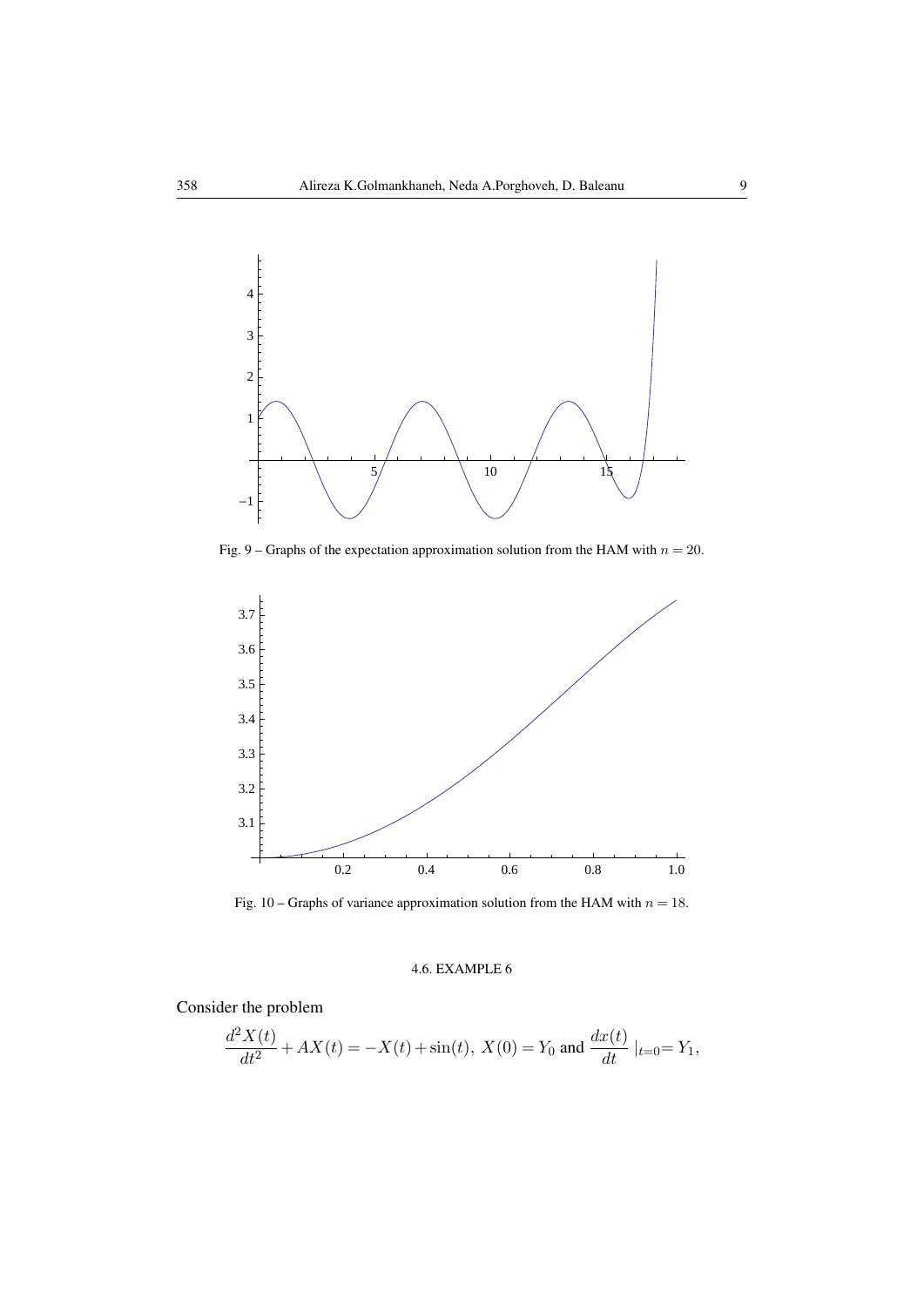Fig. 9 – Graphs of the expectation approximation solution from the HAM with $n = 20$.

Fig. 10 – Graphs of variance approximation solution from the HAM with $n = 18$.

### 4.6. EXAMPLE 6

Consider the problem

$$\frac{d^2X(t)}{dt^2} + AX(t) = -X(t) + \sin(t),\ X(0) = Y_0 \text{ and } \frac{dx(t)}{dt}\ |_{t=0} = Y_1,$$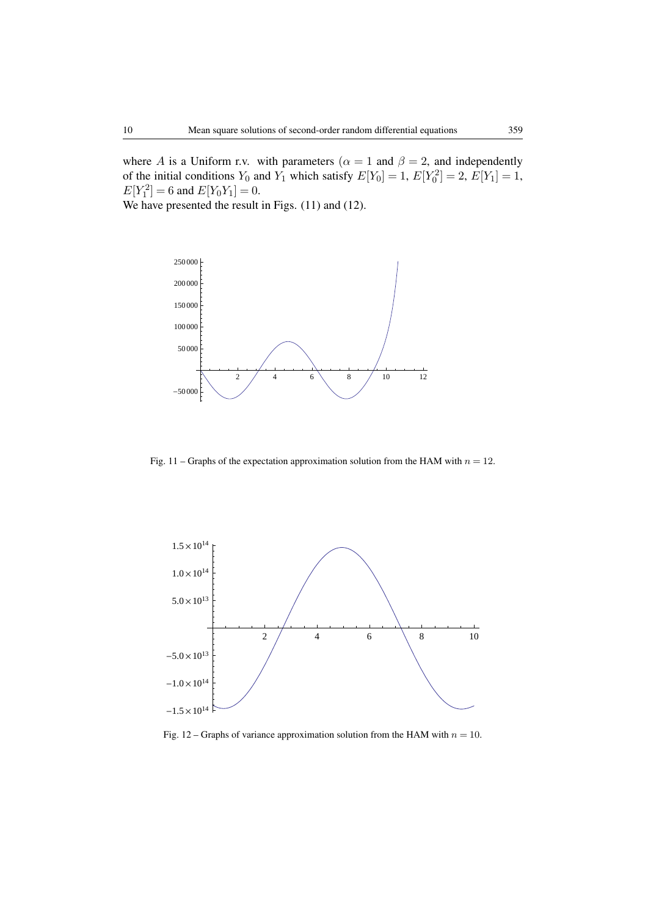where $A$ is a Uniform r.v. with parameters ($\alpha = 1$ and $\beta = 2$, and independently of the initial conditions $Y_0$ and $Y_1$ which satisfy $E[Y_0] = 1$, $E[Y_0^2] = 2$, $E[Y_1] = 1$, $E[Y_1^2] = 6$ and $E[Y_0 Y_1] = 0$.

We have presented the result in Figs. (11) and (12).

Fig. 11 – Graphs of the expectation approximation solution from the HAM with $n = 12$.

Fig. 12 – Graphs of variance approximation solution from the HAM with $n = 10$.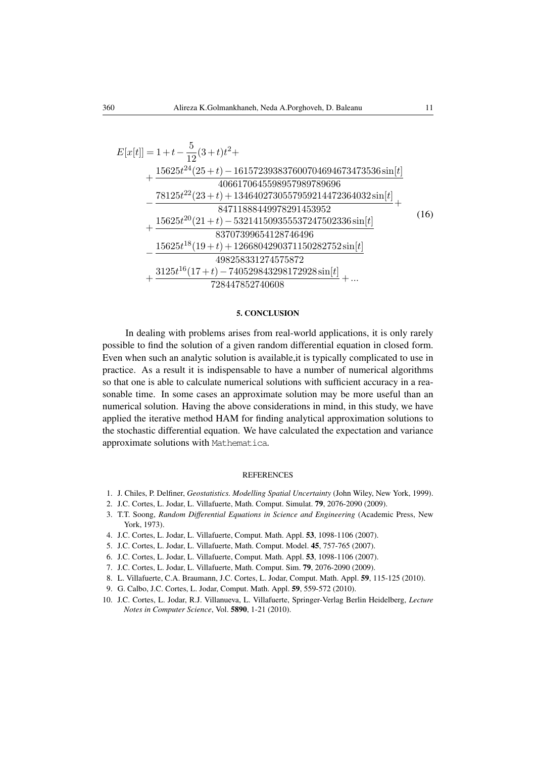$$
\begin{aligned}
E[x[t]] &= 1+t-\frac{5}{12}(3+t)t^2+ \\
&+\frac{15625t^{24}(25+t)-1615723938376007046946734735 36\sin[t]}{406617064559895798978 9696} \\
&-\frac{78125t^{22}(23+t)+1346402730557959214472364032\sin[t]}{847118884499782914539 52}+ \\
&+\frac{15625t^{20}(21+t)-53214150935553724750 2336\sin[t]}{83707399654128746496} \\
&-\frac{15625t^{18}(19+t)+1266804290371150282752\sin[t]}{498258331274575872} \\
&+\frac{3125t^{16}(17+t)-740529843298172928\sin[t]}{728447852740608}+...
\end{aligned}
\tag{16}
$$

## 5. CONCLUSION

In dealing with problems arises from real-world applications, it is only rarely possible to find the solution of a given random differential equation in closed form. Even when such an analytic solution is available,it is typically complicated to use in practice. As a result it is indispensable to have a number of numerical algorithms so that one is able to calculate numerical solutions with sufficient accuracy in a reasonable time. In some cases an approximate solution may be more useful than an numerical solution. Having the above considerations in mind, in this study, we have applied the iterative method HAM for finding analytical approximation solutions to the stochastic differential equation. We have calculated the expectation and variance approximate solutions with Mathematica.

## REFERENCES

1. J. Chiles, P. Delfiner, *Geostatistics. Modelling Spatial Uncertainty* (John Wiley, New York, 1999).
2. J.C. Cortes, L. Jodar, L. Villafuerte, Math. Comput. Simulat. **79**, 2076-2090 (2009).
3. T.T. Soong, *Random Differential Equations in Science and Engineering* (Academic Press, New York, 1973).
4. J.C. Cortes, L. Jodar, L. Villafuerte, Comput. Math. Appl. **53**, 1098-1106 (2007).
5. J.C. Cortes, L. Jodar, L. Villafuerte, Math. Comput. Model. **45**, 757-765 (2007).
6. J.C. Cortes, L. Jodar, L. Villafuerte, Comput. Math. Appl. **53**, 1098-1106 (2007).
7. J.C. Cortes, L. Jodar, L. Villafuerte, Math. Comput. Sim. **79**, 2076-2090 (2009).
8. L. Villafuerte, C.A. Braumann, J.C. Cortes, L. Jodar, Comput. Math. Appl. **59**, 115-125 (2010).
9. G. Calbo, J.C. Cortes, L. Jodar, Comput. Math. Appl. **59**, 559-572 (2010).
10. J.C. Cortes, L. Jodar, R.J. Villanueva, L. Villafuerte, Springer-Verlag Berlin Heidelberg, *Lecture Notes in Computer Science*, Vol. **5890**, 1-21 (2010).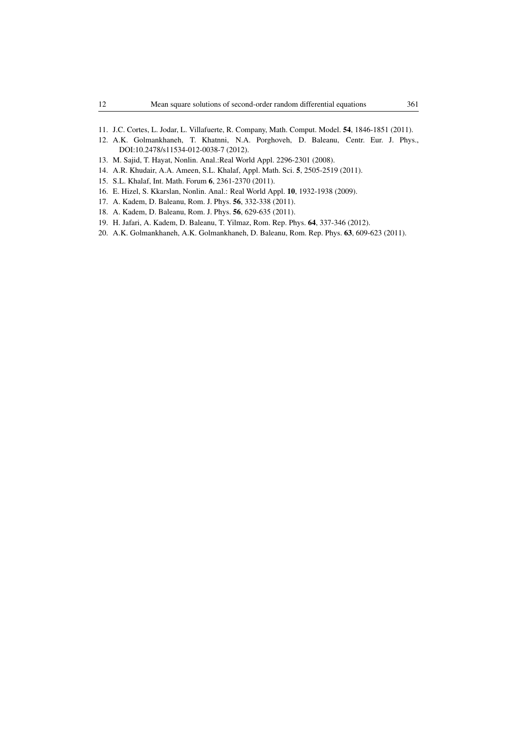11. J.C. Cortes, L. Jodar, L. Villafuerte, R. Company, Math. Comput. Model. **54**, 1846-1851 (2011).
12. A.K. Golmankhaneh, T. Khatnni, N.A. Porghoveh, D. Baleanu, Centr. Eur. J. Phys., DOI:10.2478/s11534-012-0038-7 (2012).
13. M. Sajid, T. Hayat, Nonlin. Anal.:Real World Appl. 2296-2301 (2008).
14. A.R. Khudair, A.A. Ameen, S.L. Khalaf, Appl. Math. Sci. **5**, 2505-2519 (2011).
15. S.L. Khalaf, Int. Math. Forum **6**, 2361-2370 (2011).
16. E. Hizel, S. Kkarslan, Nonlin. Anal.: Real World Appl. **10**, 1932-1938 (2009).
17. A. Kadem, D. Baleanu, Rom. J. Phys. **56**, 332-338 (2011).
18. A. Kadem, D. Baleanu, Rom. J. Phys. **56**, 629-635 (2011).
19. H. Jafari, A. Kadem, D. Baleanu, T. Yilmaz, Rom. Rep. Phys. **64**, 337-346 (2012).
20. A.K. Golmankhaneh, A.K. Golmankhaneh, D. Baleanu, Rom. Rep. Phys. **63**, 609-623 (2011).